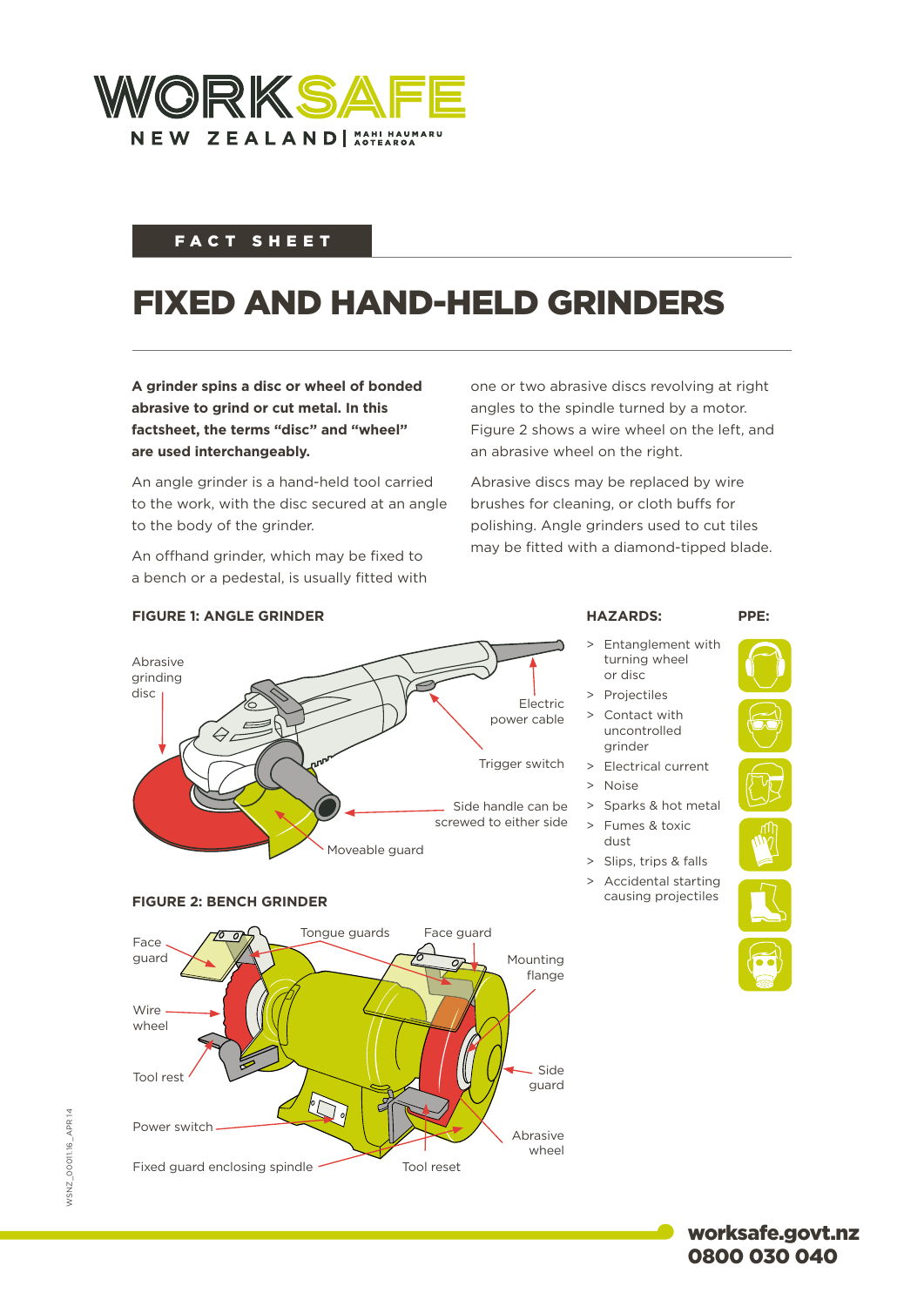FACT SHEET

# FIXED AND HAND-HELD GRINDERS

**A grinder spins a disc or wheel of bonded abrasive to grind or cut metal. In this factsheet, the terms "disc" and "wheel" are used interchangeably.**

An angle grinder is a hand-held tool carried to the work, with the disc secured at an angle to the body of the grinder.

An offhand grinder, which may be fixed to a bench or a pedestal, is usually fitted with one or two abrasive discs revolving at right angles to the spindle turned by a motor. Figure 2 shows a wire wheel on the left, and an abrasive wheel on the right.

Abrasive discs may be replaced by wire brushes for cleaning, or cloth buffs for polishing. Angle grinders used to cut tiles may be fitted with a diamond-tipped blade.

**FIGURE 1: ANGLE GRINDER**

Abrasive grinding disc

Electric power cable

Trigger switch

Side handle can be screwed to either side

Moveable guard

**FIGURE 2: BENCH GRINDER**

Face guard

Tongue guards

Face guard

Mounting flange

Wire wheel

Tool rest

Side guard

Power switch

Abrasive wheel

Fixed guard enclosing spindle

Tool reset

**HAZARDS:**

- Entanglement with turning wheel or disc
- Projectiles
- Contact with uncontrolled grinder
- Electrical current
- Noise
- Sparks & hot metal
- Fumes & toxic dust
- Slips, trips & falls
- Accidental starting causing projectiles

**PPE:**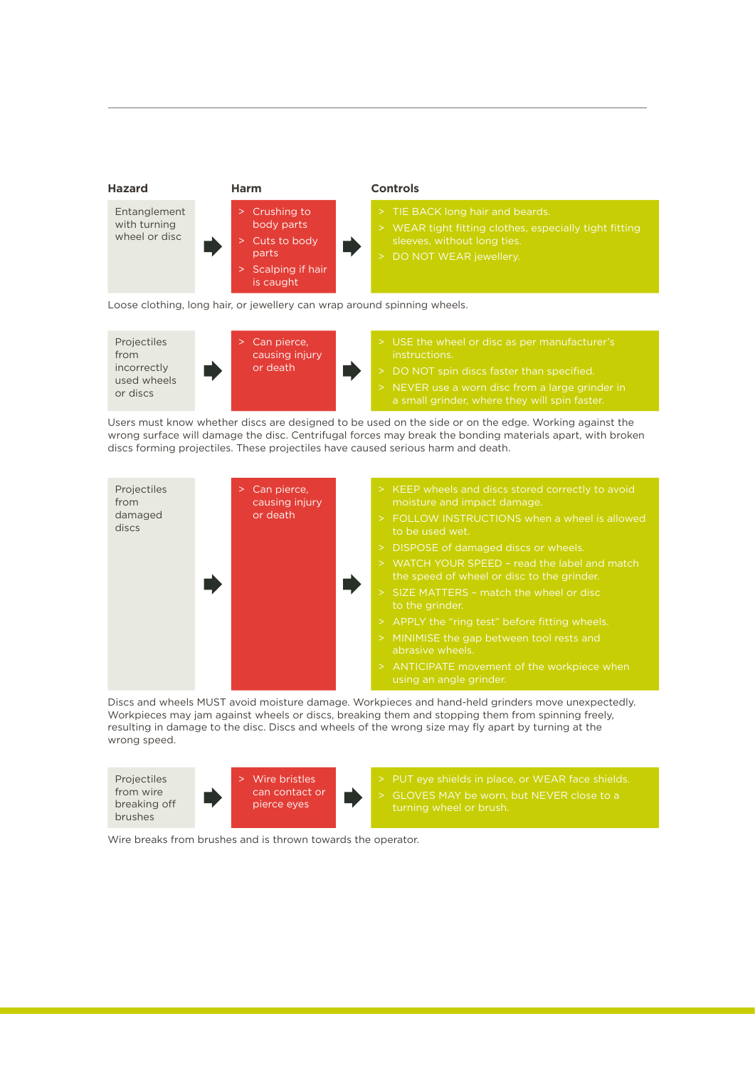| Hazard | Harm | Controls |
| --- | --- | --- |
| Entanglement with turning wheel or disc | > Crushing to body parts<br>> Cuts to body parts<br>> Scalping if hair is caught | > TIE BACK long hair and beards.<br>> WEAR tight fitting clothes, especially tight fitting sleeves, without long ties.<br>> DO NOT WEAR jewellery. |

Loose clothing, long hair, or jewellery can wrap around spinning wheels.

| Hazard | Harm | Controls |
| --- | --- | --- |
| Projectiles from incorrectly used wheels or discs | > Can pierce, causing injury or death | > USE the wheel or disc as per manufacturer's instructions.<br>> DO NOT spin discs faster than specified.<br>> NEVER use a worn disc from a large grinder in a small grinder, where they will spin faster. |

Users must know whether discs are designed to be used on the side or on the edge. Working against the wrong surface will damage the disc. Centrifugal forces may break the bonding materials apart, with broken discs forming projectiles. These projectiles have caused serious harm and death.

| Hazard | Harm | Controls |
| --- | --- | --- |
| Projectiles from damaged discs | > Can pierce, causing injury or death | > KEEP wheels and discs stored correctly to avoid moisture and impact damage.<br>> FOLLOW INSTRUCTIONS when a wheel is allowed to be used wet.<br>> DISPOSE of damaged discs or wheels.<br>> WATCH YOUR SPEED – read the label and match the speed of wheel or disc to the grinder.<br>> SIZE MATTERS – match the wheel or disc to the grinder.<br>> APPLY the "ring test" before fitting wheels.<br>> MINIMISE the gap between tool rests and abrasive wheels.<br>> ANTICIPATE movement of the workpiece when using an angle grinder. |

Discs and wheels MUST avoid moisture damage. Workpieces and hand-held grinders move unexpectedly. Workpieces may jam against wheels or discs, breaking them and stopping them from spinning freely, resulting in damage to the disc. Discs and wheels of the wrong size may fly apart by turning at the wrong speed.

| Hazard | Harm | Controls |
| --- | --- | --- |
| Projectiles from wire breaking off brushes | > Wire bristles can contact or pierce eyes | > PUT eye shields in place, or WEAR face shields.<br>> GLOVES MAY be worn, but NEVER close to a turning wheel or brush. |

Wire breaks from brushes and is thrown towards the operator.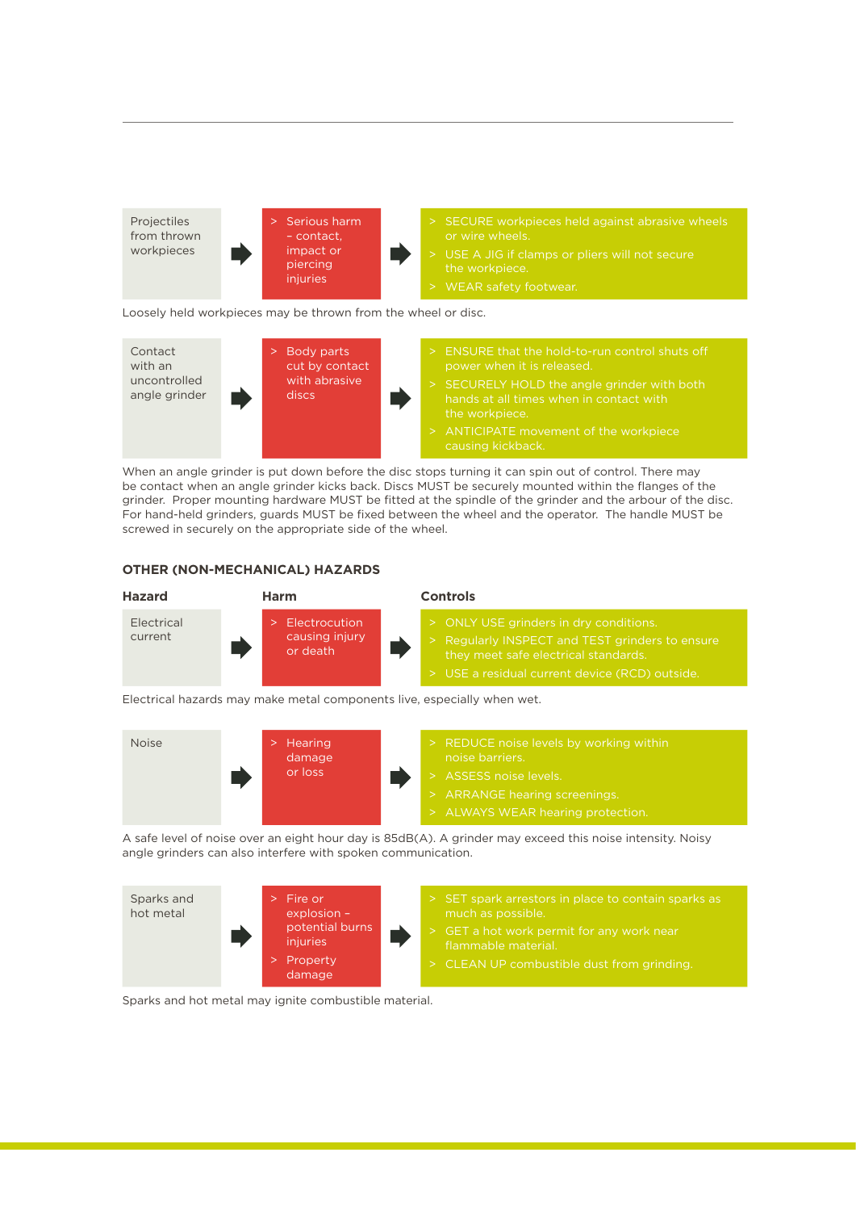| Hazard | Harm | Controls |
|---|---|---|
| Projectiles from thrown workpieces | > Serious harm – contact, impact or piercing injuries | > SECURE workpieces held against abrasive wheels or wire wheels.<br>> USE A JIG if clamps or pliers will not secure the workpiece.<br>> WEAR safety footwear. |

Loosely held workpieces may be thrown from the wheel or disc.

| Hazard | Harm | Controls |
|---|---|---|
| Contact with an uncontrolled angle grinder | > Body parts cut by contact with abrasive discs | > ENSURE that the hold-to-run control shuts off power when it is released.<br>> SECURELY HOLD the angle grinder with both hands at all times when in contact with the workpiece.<br>> ANTICIPATE movement of the workpiece causing kickback. |

When an angle grinder is put down before the disc stops turning it can spin out of control. There may be contact when an angle grinder kicks back. Discs MUST be securely mounted within the flanges of the grinder. Proper mounting hardware MUST be fitted at the spindle of the grinder and the arbour of the disc. For hand-held grinders, guards MUST be fixed between the wheel and the operator. The handle MUST be screwed in securely on the appropriate side of the wheel.

## OTHER (NON-MECHANICAL) HAZARDS

| Hazard | Harm | Controls |
|---|---|---|
| Electrical current | > Electrocution causing injury or death | > ONLY USE grinders in dry conditions.<br>> Regularly INSPECT and TEST grinders to ensure they meet safe electrical standards.<br>> USE a residual current device (RCD) outside. |

Electrical hazards may make metal components live, especially when wet.

| Hazard | Harm | Controls |
|---|---|---|
| Noise | > Hearing damage or loss | > REDUCE noise levels by working within noise barriers.<br>> ASSESS noise levels.<br>> ARRANGE hearing screenings.<br>> ALWAYS WEAR hearing protection. |

A safe level of noise over an eight hour day is 85dB(A). A grinder may exceed this noise intensity. Noisy angle grinders can also interfere with spoken communication.

| Hazard | Harm | Controls |
|---|---|---|
| Sparks and hot metal | > Fire or explosion – potential burns injuries<br>> Property damage | > SET spark arrestors in place to contain sparks as much as possible.<br>> GET a hot work permit for any work near flammable material.<br>> CLEAN UP combustible dust from grinding. |

Sparks and hot metal may ignite combustible material.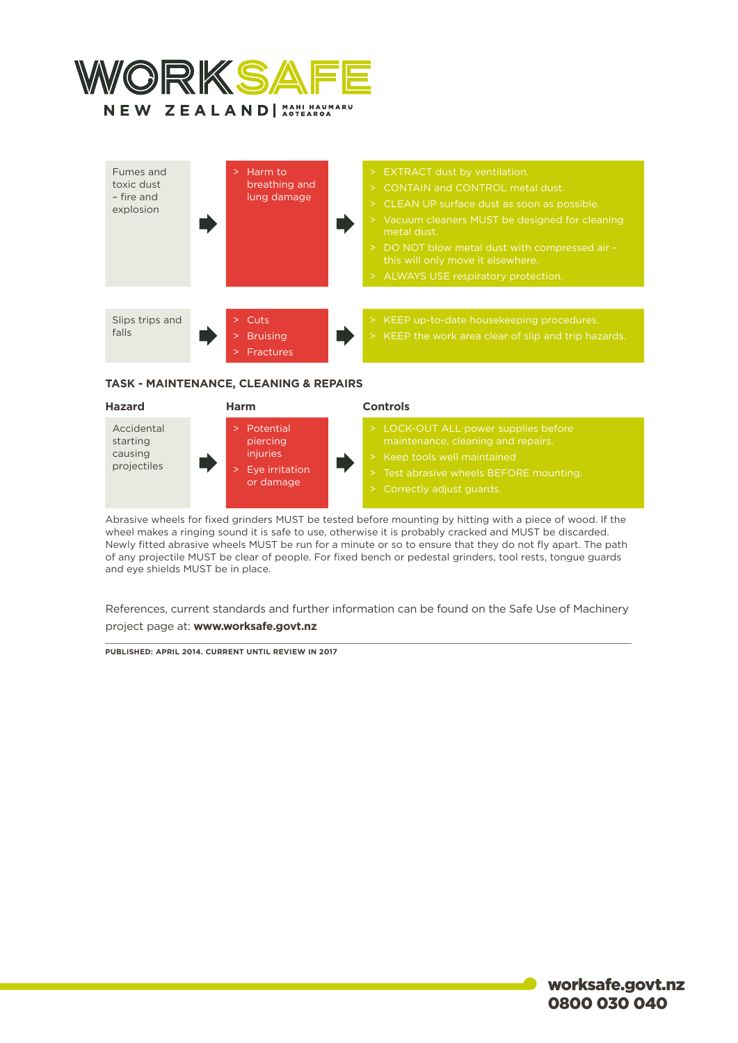# WORKSAFE

NEW ZEALAND | MAHI HAUMARU AOTEAROA

| Hazard | Harm | Controls |
|---|---|---|
| Fumes and toxic dust – fire and explosion | > Harm to breathing and lung damage | > EXTRACT dust by ventilation.<br>> CONTAIN and CONTROL metal dust.<br>> CLEAN UP surface dust as soon as possible.<br>> Vacuum cleaners MUST be designed for cleaning metal dust.<br>> DO NOT blow metal dust with compressed air – this will only move it elsewhere.<br>> ALWAYS USE respiratory protection. |
| Slips trips and falls | > Cuts<br>> Bruising<br>> Fractures | > KEEP up-to-date housekeeping procedures.<br>> KEEP the work area clear of slip and trip hazards. |

### TASK - MAINTENANCE, CLEANING & REPAIRS

| Hazard | Harm | Controls |
|---|---|---|
| Accidental starting causing projectiles | > Potential piercing injuries<br>> Eye irritation or damage | > LOCK-OUT ALL power supplies before maintenance, cleaning and repairs.<br>> Keep tools well maintained<br>> Test abrasive wheels BEFORE mounting.<br>> Correctly adjust guards. |

Abrasive wheels for fixed grinders MUST be tested before mounting by hitting with a piece of wood. If the wheel makes a ringing sound it is safe to use, otherwise it is probably cracked and MUST be discarded. Newly fitted abrasive wheels MUST be run for a minute or so to ensure that they do not fly apart. The path of any projectile MUST be clear of people. For fixed bench or pedestal grinders, tool rests, tongue guards and eye shields MUST be in place.

References, current standards and further information can be found on the Safe Use of Machinery project page at: **www.worksafe.govt.nz**

**PUBLISHED: APRIL 2014. CURRENT UNTIL REVIEW IN 2017**

**worksafe.govt.nz**
**0800 030 040**